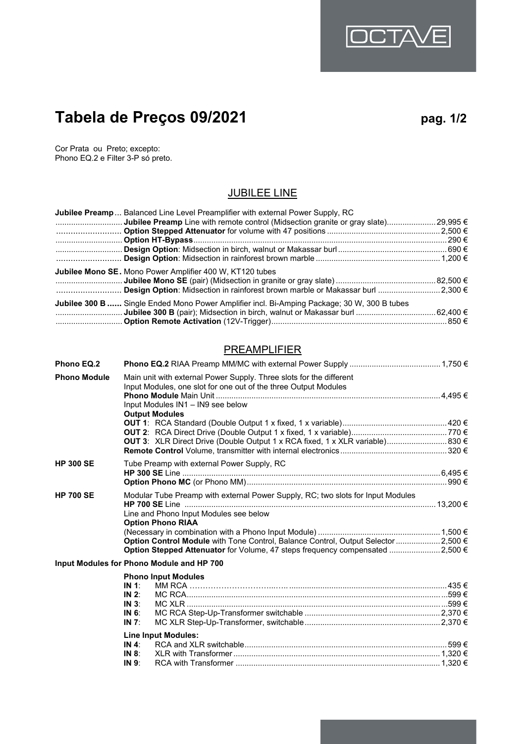OCTAVE

# Tabela de Preços 09/2021

pag. 1/2

Cor Prata ou Preto; excepto:
Phono EQ.2 e Filter 3-P só preto.

## JUBILEE LINE

**Jubilee Preamp** ... Balanced Line Level Preamplifier with external Power Supply, RC

- **Jubilee Preamp** Line with remote control (Midsection granite or gray slate) ...... 29,995 €
- **Option Stepped Attenuator** for volume with 47 positions ...... 2,500 €
- **Option HT-Bypass** ...... 290 €
- **Design Option**: Midsection in birch, walnut or Makassar burl ...... 690 €
- **Design Option**: Midsection in rainforest brown marble ...... 1,200 €

**Jubilee Mono SE.** Mono Power Amplifier 400 W, KT120 tubes

- **Jubilee Mono SE** (pair) (Midsection in granite or gray slate) ...... 82,500 €
- **Design Option**: Midsection in rainforest brown marble or Makassar burl ...... 2,300 €

**Jubilee 300 B** ...... Single Ended Mono Power Amplifier incl. Bi-Amping Package; 30 W, 300 B tubes

- **Jubilee 300 B** (pair); Midsection in birch, walnut or Makassar burl ...... 62,400 €
- **Option Remote Activation** (12V-Trigger) ...... 850 €

## PREAMPLIFIER

**Phono EQ.2**

- **Phono EQ.2** RIAA Preamp MM/MC with external Power Supply ...... 1,750 €

**Phono Module**

Main unit with external Power Supply. Three slots for the different Input Modules, one slot for one out of the three Output Modules

- **Phono Module** Main Unit ...... 4,495 €

Input Modules IN1 – IN9 see below

**Output Modules**

- **OUT 1**: RCA Standard (Double Output 1 x fixed, 1 x variable) ...... 420 €
- **OUT 2**: RCA Direct Drive (Double Output 1 x fixed, 1 x variable) ...... 770 €
- **OUT 3**: XLR Direct Drive (Double Output 1 x RCA fixed, 1 x XLR variable) ...... 830 €
- **Remote Control** Volume, transmitter with internal electronics ...... 320 €

**HP 300 SE**

Tube Preamp with external Power Supply, RC

- **HP 300 SE** Line ...... 6,495 €
- **Option Phono MC** (or Phono MM) ...... 990 €

**HP 700 SE**

Modular Tube Preamp with external Power Supply, RC; two slots for Input Modules

- **HP 700 SE** Line ...... 13,200 €

Line and Phono Input Modules see below

**Option Phono RIAA**

- (Necessary in combination with a Phono Input Module) ...... 1,500 €
- **Option Control Module** with Tone Control, Balance Control, Output Selector ...... 2,500 €
- **Option Stepped Attenuator** for Volume, 47 steps frequency compensated ...... 2,500 €

**Input Modules for Phono Module and HP 700**

**Phono Input Modules**

- **IN 1**: MM RCA ...... 435 €
- **IN 2**: MC RCA ...... 599 €
- **IN 3**: MC XLR ...... 599 €
- **IN 6**: MC RCA Step-Up-Transformer switchable ...... 2,370 €
- **IN 7**: MC XLR Step-Up-Transformer, switchable ...... 2,370 €

**Line Input Modules:**

- **IN 4**: RCA and XLR switchable ...... 599 €
- **IN 8**: XLR with Transformer ...... 1,320 €
- **IN 9**: RCA with Transformer ...... 1,320 €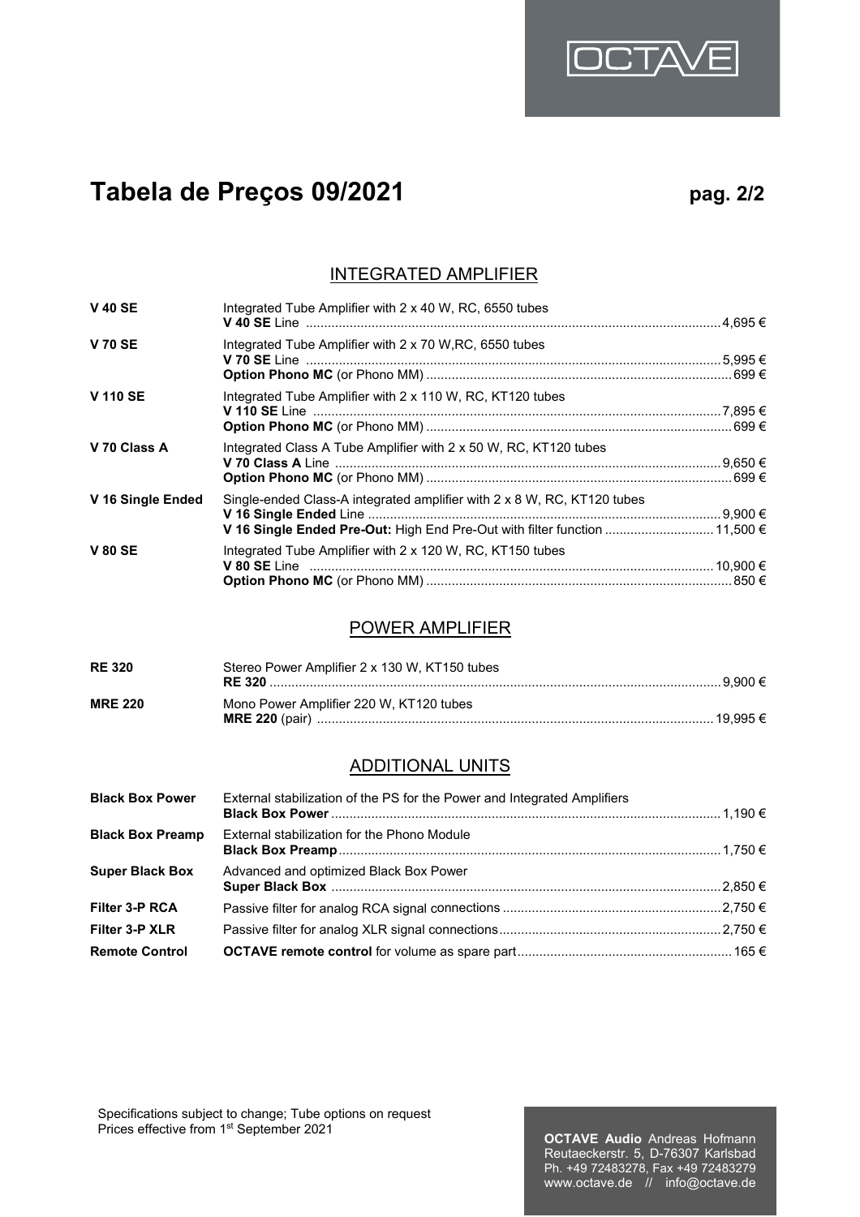OCTAVE

# Tabela de Preços 09/2021

## INTEGRATED AMPLIFIER

| | | |
|---|---|---|
| **V 40 SE** | Integrated Tube Amplifier with 2 x 40 W, RC, 6550 tubes | |
| | **V 40 SE** Line | 4,695 € |
| **V 70 SE** | Integrated Tube Amplifier with 2 x 70 W,RC, 6550 tubes | |
| | **V 70 SE** Line | 5,995 € |
| | **Option Phono MC** (or Phono MM) | 699 € |
| **V 110 SE** | Integrated Tube Amplifier with 2 x 110 W, RC, KT120 tubes | |
| | **V 110 SE** Line | 7,895 € |
| | **Option Phono MC** (or Phono MM) | 699 € |
| **V 70 Class A** | Integrated Class A Tube Amplifier with 2 x 50 W, RC, KT120 tubes | |
| | **V 70 Class A** Line | 9,650 € |
| | **Option Phono MC** (or Phono MM) | 699 € |
| **V 16 Single Ended** | Single-ended Class-A integrated amplifier with 2 x 8 W, RC, KT120 tubes | |
| | **V 16 Single Ended** Line | 9,900 € |
| | **V 16 Single Ended Pre-Out:** High End Pre-Out with filter function | 11,500 € |
| **V 80 SE** | Integrated Tube Amplifier with 2 x 120 W, RC, KT150 tubes | |
| | **V 80 SE** Line | 10,900 € |
| | **Option Phono MC** (or Phono MM) | 850 € |

## POWER AMPLIFIER

| | | |
|---|---|---|
| **RE 320** | Stereo Power Amplifier 2 x 130 W, KT150 tubes | |
| | **RE 320** | 9,900 € |
| **MRE 220** | Mono Power Amplifier 220 W, KT120 tubes | |
| | **MRE 220** (pair) | 19,995 € |

## ADDITIONAL UNITS

| | | |
|---|---|---|
| **Black Box Power** | External stabilization of the PS for the Power and Integrated Amplifiers | |
| | **Black Box Power** | 1,190 € |
| **Black Box Preamp** | External stabilization for the Phono Module | |
| | **Black Box Preamp** | 1,750 € |
| **Super Black Box** | Advanced and optimized Black Box Power | |
| | **Super Black Box** | 2,850 € |
| **Filter 3-P RCA** | Passive filter for analog RCA signal connections | 2,750 € |
| **Filter 3-P XLR** | Passive filter for analog XLR signal connections | 2,750 € |
| **Remote Control** | **OCTAVE remote control** for volume as spare part | 165 € |

Specifications subject to change; Tube options on request
Prices effective from 1st September 2021

**OCTAVE Audio** Andreas Hofmann
Reutaeckerstr. 5, D-76307 Karlsbad
Ph. +49 72483278, Fax +49 72483279
www.octave.de // info@octave.de